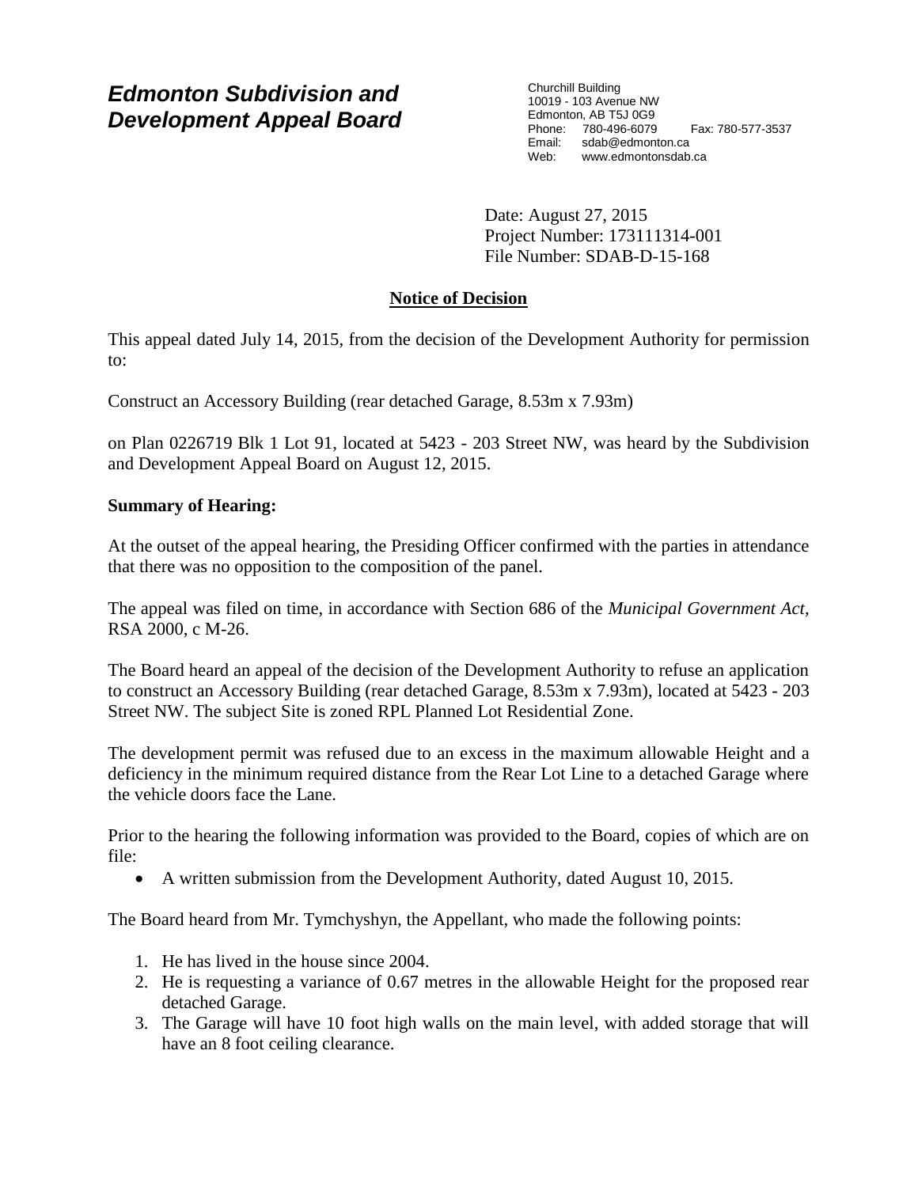# *Edmonton Subdivision and Development Appeal Board*

Churchill Building
10019 - 103 Avenue NW
Edmonton, AB T5J 0G9
Phone: 780-496-6079 Fax: 780-577-3537
Email: sdab@edmonton.ca
Web: www.edmontonsdab.ca

Date: August 27, 2015
Project Number: 173111314-001
File Number: SDAB-D-15-168

## Notice of Decision

This appeal dated July 14, 2015, from the decision of the Development Authority for permission to:

Construct an Accessory Building (rear detached Garage, 8.53m x 7.93m)

on Plan 0226719 Blk 1 Lot 91, located at 5423 - 203 Street NW, was heard by the Subdivision and Development Appeal Board on August 12, 2015.

**Summary of Hearing:**

At the outset of the appeal hearing, the Presiding Officer confirmed with the parties in attendance that there was no opposition to the composition of the panel.

The appeal was filed on time, in accordance with Section 686 of the *Municipal Government Act*, RSA 2000, c M-26.

The Board heard an appeal of the decision of the Development Authority to refuse an application to construct an Accessory Building (rear detached Garage, 8.53m x 7.93m), located at 5423 - 203 Street NW. The subject Site is zoned RPL Planned Lot Residential Zone.

The development permit was refused due to an excess in the maximum allowable Height and a deficiency in the minimum required distance from the Rear Lot Line to a detached Garage where the vehicle doors face the Lane.

Prior to the hearing the following information was provided to the Board, copies of which are on file:

- A written submission from the Development Authority, dated August 10, 2015.

The Board heard from Mr. Tymchyshyn, the Appellant, who made the following points:

1. He has lived in the house since 2004.
2. He is requesting a variance of 0.67 metres in the allowable Height for the proposed rear detached Garage.
3. The Garage will have 10 foot high walls on the main level, with added storage that will have an 8 foot ceiling clearance.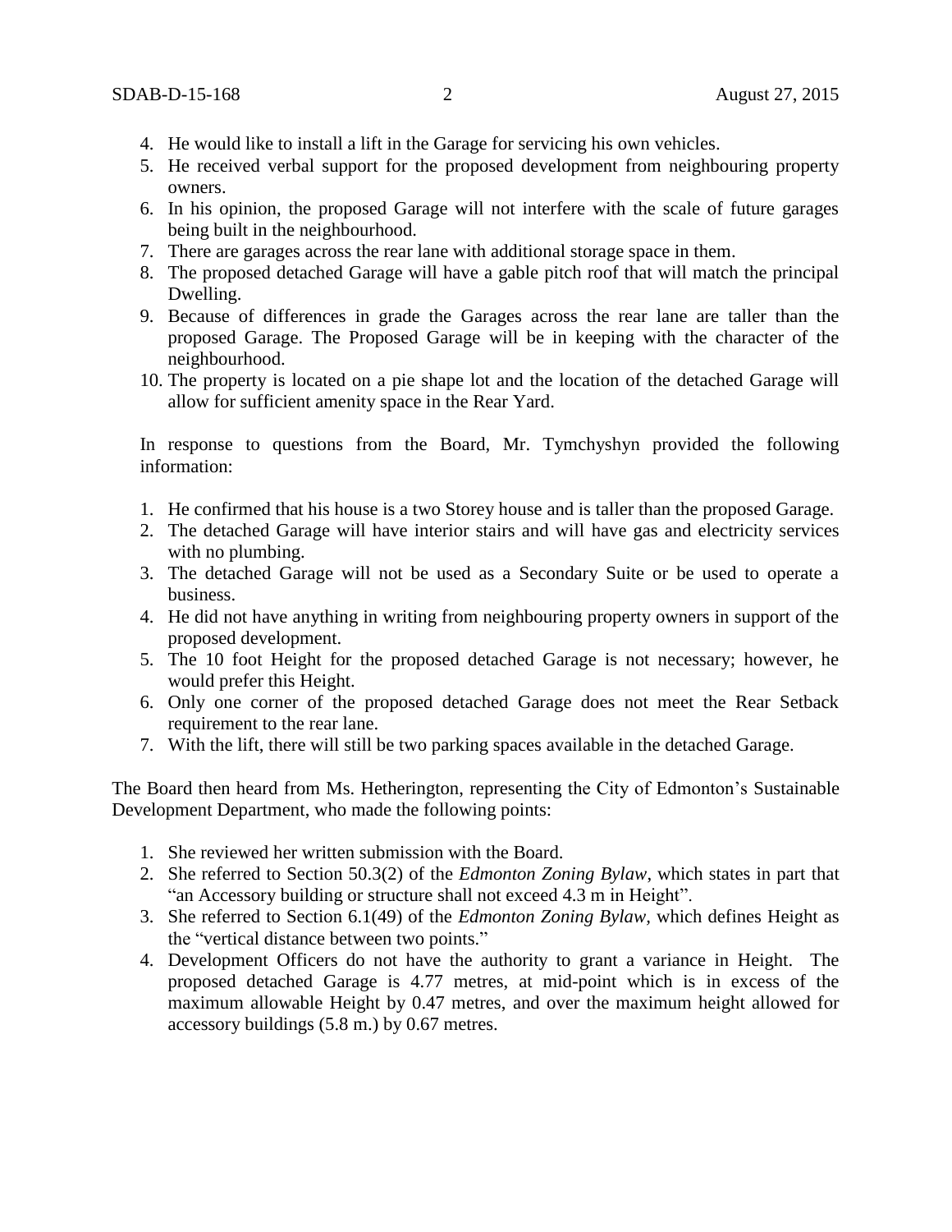4. He would like to install a lift in the Garage for servicing his own vehicles.
5. He received verbal support for the proposed development from neighbouring property owners.
6. In his opinion, the proposed Garage will not interfere with the scale of future garages being built in the neighbourhood.
7. There are garages across the rear lane with additional storage space in them.
8. The proposed detached Garage will have a gable pitch roof that will match the principal Dwelling.
9. Because of differences in grade the Garages across the rear lane are taller than the proposed Garage. The Proposed Garage will be in keeping with the character of the neighbourhood.
10. The property is located on a pie shape lot and the location of the detached Garage will allow for sufficient amenity space in the Rear Yard.

In response to questions from the Board, Mr. Tymchyshyn provided the following information:

1. He confirmed that his house is a two Storey house and is taller than the proposed Garage.
2. The detached Garage will have interior stairs and will have gas and electricity services with no plumbing.
3. The detached Garage will not be used as a Secondary Suite or be used to operate a business.
4. He did not have anything in writing from neighbouring property owners in support of the proposed development.
5. The 10 foot Height for the proposed detached Garage is not necessary; however, he would prefer this Height.
6. Only one corner of the proposed detached Garage does not meet the Rear Setback requirement to the rear lane.
7. With the lift, there will still be two parking spaces available in the detached Garage.

The Board then heard from Ms. Hetherington, representing the City of Edmonton's Sustainable Development Department, who made the following points:

1. She reviewed her written submission with the Board.
2. She referred to Section 50.3(2) of the *Edmonton Zoning Bylaw*, which states in part that "an Accessory building or structure shall not exceed 4.3 m in Height".
3. She referred to Section 6.1(49) of the *Edmonton Zoning Bylaw*, which defines Height as the "vertical distance between two points."
4. Development Officers do not have the authority to grant a variance in Height. The proposed detached Garage is 4.77 metres, at mid-point which is in excess of the maximum allowable Height by 0.47 metres, and over the maximum height allowed for accessory buildings (5.8 m.) by 0.67 metres.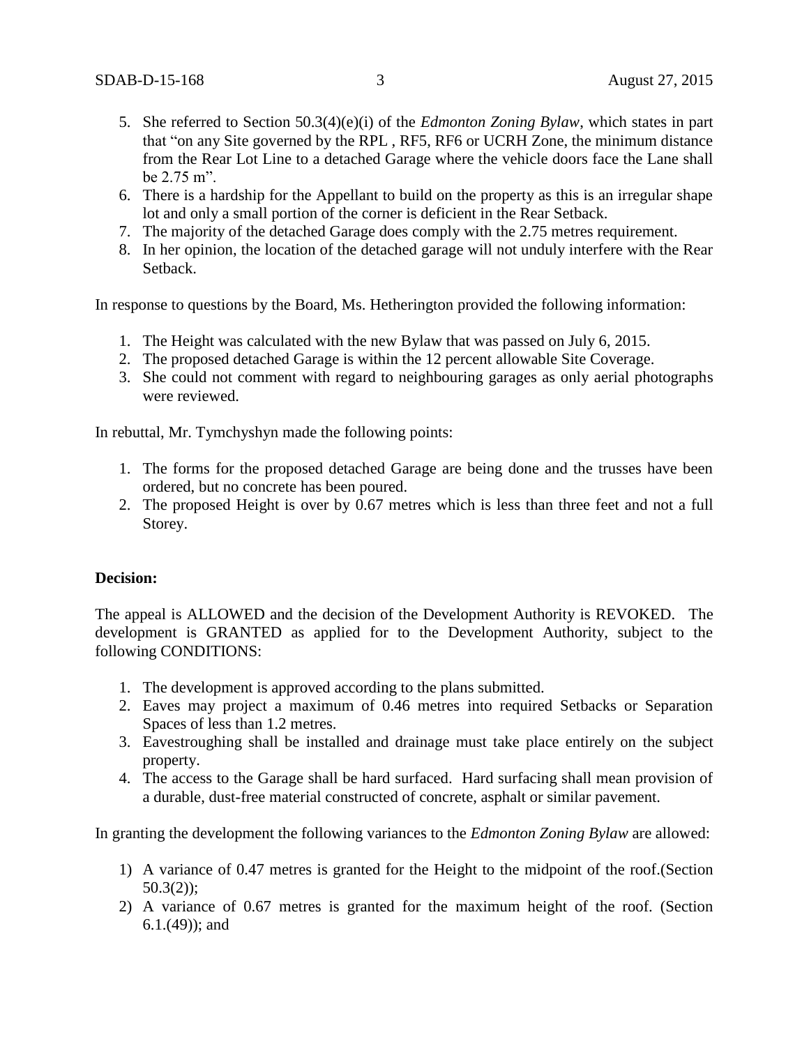5. She referred to Section 50.3(4)(e)(i) of the *Edmonton Zoning Bylaw*, which states in part that "on any Site governed by the RPL , RF5, RF6 or UCRH Zone, the minimum distance from the Rear Lot Line to a detached Garage where the vehicle doors face the Lane shall be 2.75 m".
6. There is a hardship for the Appellant to build on the property as this is an irregular shape lot and only a small portion of the corner is deficient in the Rear Setback.
7. The majority of the detached Garage does comply with the 2.75 metres requirement.
8. In her opinion, the location of the detached garage will not unduly interfere with the Rear Setback.

In response to questions by the Board, Ms. Hetherington provided the following information:

1. The Height was calculated with the new Bylaw that was passed on July 6, 2015.
2. The proposed detached Garage is within the 12 percent allowable Site Coverage.
3. She could not comment with regard to neighbouring garages as only aerial photographs were reviewed.

In rebuttal, Mr. Tymchyshyn made the following points:

1. The forms for the proposed detached Garage are being done and the trusses have been ordered, but no concrete has been poured.
2. The proposed Height is over by 0.67 metres which is less than three feet and not a full Storey.

**Decision:**

The appeal is ALLOWED and the decision of the Development Authority is REVOKED. The development is GRANTED as applied for to the Development Authority, subject to the following CONDITIONS:

1. The development is approved according to the plans submitted.
2. Eaves may project a maximum of 0.46 metres into required Setbacks or Separation Spaces of less than 1.2 metres.
3. Eavestroughing shall be installed and drainage must take place entirely on the subject property.
4. The access to the Garage shall be hard surfaced. Hard surfacing shall mean provision of a durable, dust-free material constructed of concrete, asphalt or similar pavement.

In granting the development the following variances to the *Edmonton Zoning Bylaw* are allowed:

1) A variance of 0.47 metres is granted for the Height to the midpoint of the roof.(Section 50.3(2));
2) A variance of 0.67 metres is granted for the maximum height of the roof. (Section 6.1.(49)); and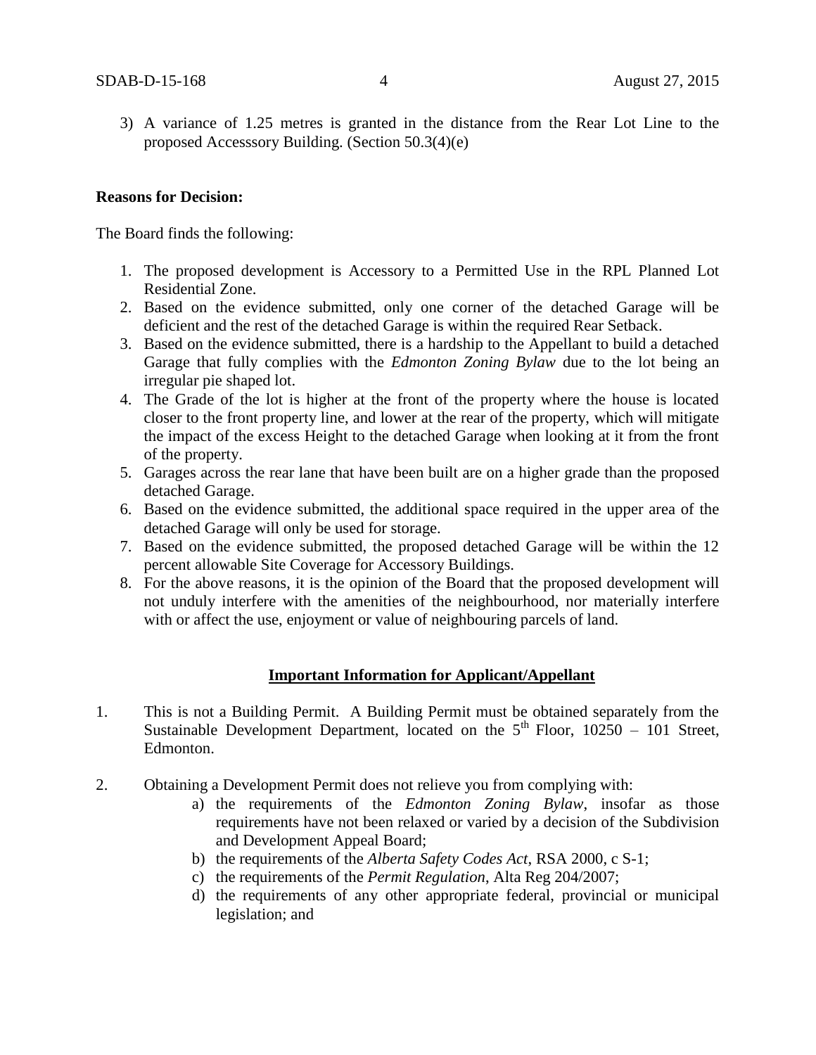3) A variance of 1.25 metres is granted in the distance from the Rear Lot Line to the proposed Accesssory Building. (Section 50.3(4)(e)

**Reasons for Decision:**

The Board finds the following:

1. The proposed development is Accessory to a Permitted Use in the RPL Planned Lot Residential Zone.
2. Based on the evidence submitted, only one corner of the detached Garage will be deficient and the rest of the detached Garage is within the required Rear Setback.
3. Based on the evidence submitted, there is a hardship to the Appellant to build a detached Garage that fully complies with the *Edmonton Zoning Bylaw* due to the lot being an irregular pie shaped lot.
4. The Grade of the lot is higher at the front of the property where the house is located closer to the front property line, and lower at the rear of the property, which will mitigate the impact of the excess Height to the detached Garage when looking at it from the front of the property.
5. Garages across the rear lane that have been built are on a higher grade than the proposed detached Garage.
6. Based on the evidence submitted, the additional space required in the upper area of the detached Garage will only be used for storage.
7. Based on the evidence submitted, the proposed detached Garage will be within the 12 percent allowable Site Coverage for Accessory Buildings.
8. For the above reasons, it is the opinion of the Board that the proposed development will not unduly interfere with the amenities of the neighbourhood, nor materially interfere with or affect the use, enjoyment or value of neighbouring parcels of land.

**Important Information for Applicant/Appellant**

1. This is not a Building Permit. A Building Permit must be obtained separately from the Sustainable Development Department, located on the 5th Floor, 10250 – 101 Street, Edmonton.

2. Obtaining a Development Permit does not relieve you from complying with:
   a) the requirements of the *Edmonton Zoning Bylaw*, insofar as those requirements have not been relaxed or varied by a decision of the Subdivision and Development Appeal Board;
   b) the requirements of the *Alberta Safety Codes Act*, RSA 2000, c S-1;
   c) the requirements of the *Permit Regulation*, Alta Reg 204/2007;
   d) the requirements of any other appropriate federal, provincial or municipal legislation; and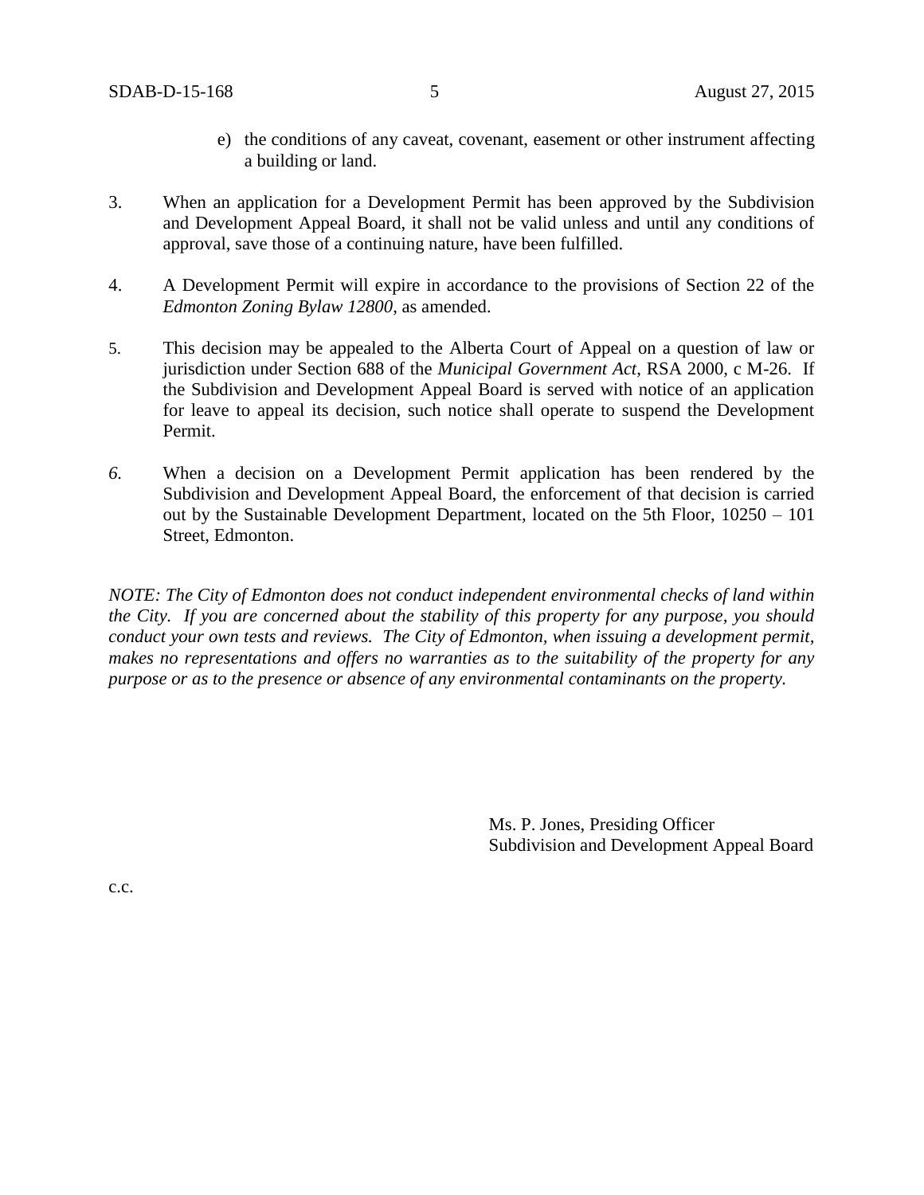e) the conditions of any caveat, covenant, easement or other instrument affecting a building or land.

3. When an application for a Development Permit has been approved by the Subdivision and Development Appeal Board, it shall not be valid unless and until any conditions of approval, save those of a continuing nature, have been fulfilled.

4. A Development Permit will expire in accordance to the provisions of Section 22 of the *Edmonton Zoning Bylaw 12800*, as amended.

5. This decision may be appealed to the Alberta Court of Appeal on a question of law or jurisdiction under Section 688 of the *Municipal Government Act*, RSA 2000, c M-26. If the Subdivision and Development Appeal Board is served with notice of an application for leave to appeal its decision, such notice shall operate to suspend the Development Permit.

6. When a decision on a Development Permit application has been rendered by the Subdivision and Development Appeal Board, the enforcement of that decision is carried out by the Sustainable Development Department, located on the 5th Floor, 10250 – 101 Street, Edmonton.

*NOTE: The City of Edmonton does not conduct independent environmental checks of land within the City. If you are concerned about the stability of this property for any purpose, you should conduct your own tests and reviews. The City of Edmonton, when issuing a development permit, makes no representations and offers no warranties as to the suitability of the property for any purpose or as to the presence or absence of any environmental contaminants on the property.*

Ms. P. Jones, Presiding Officer
Subdivision and Development Appeal Board

c.c.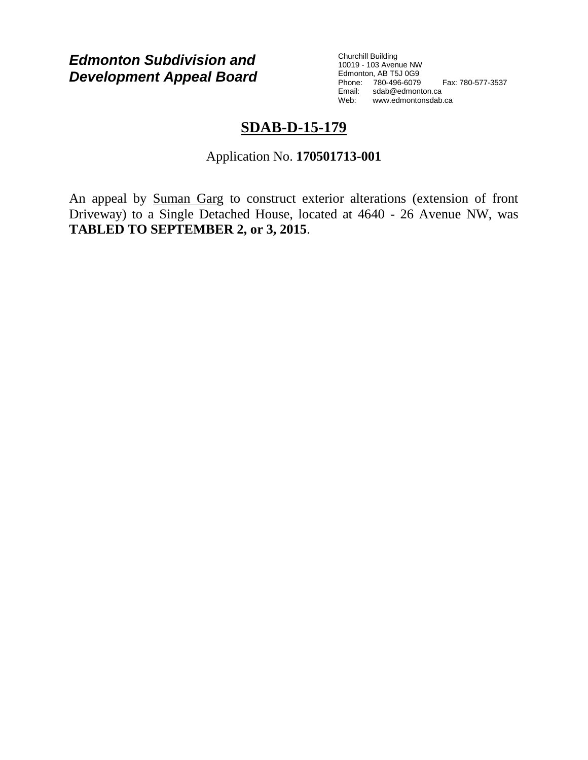***Edmonton Subdivision and Development Appeal Board***

Churchill Building
10019 - 103 Avenue NW
Edmonton, AB T5J 0G9
Phone: 780-496-6079 Fax: 780-577-3537
Email: sdab@edmonton.ca
Web: www.edmontonsdab.ca

# SDAB-D-15-179

Application No. **170501713-001**

An appeal by Suman Garg to construct exterior alterations (extension of front Driveway) to a Single Detached House, located at 4640 - 26 Avenue NW, was **TABLED TO SEPTEMBER 2, or 3, 2015**.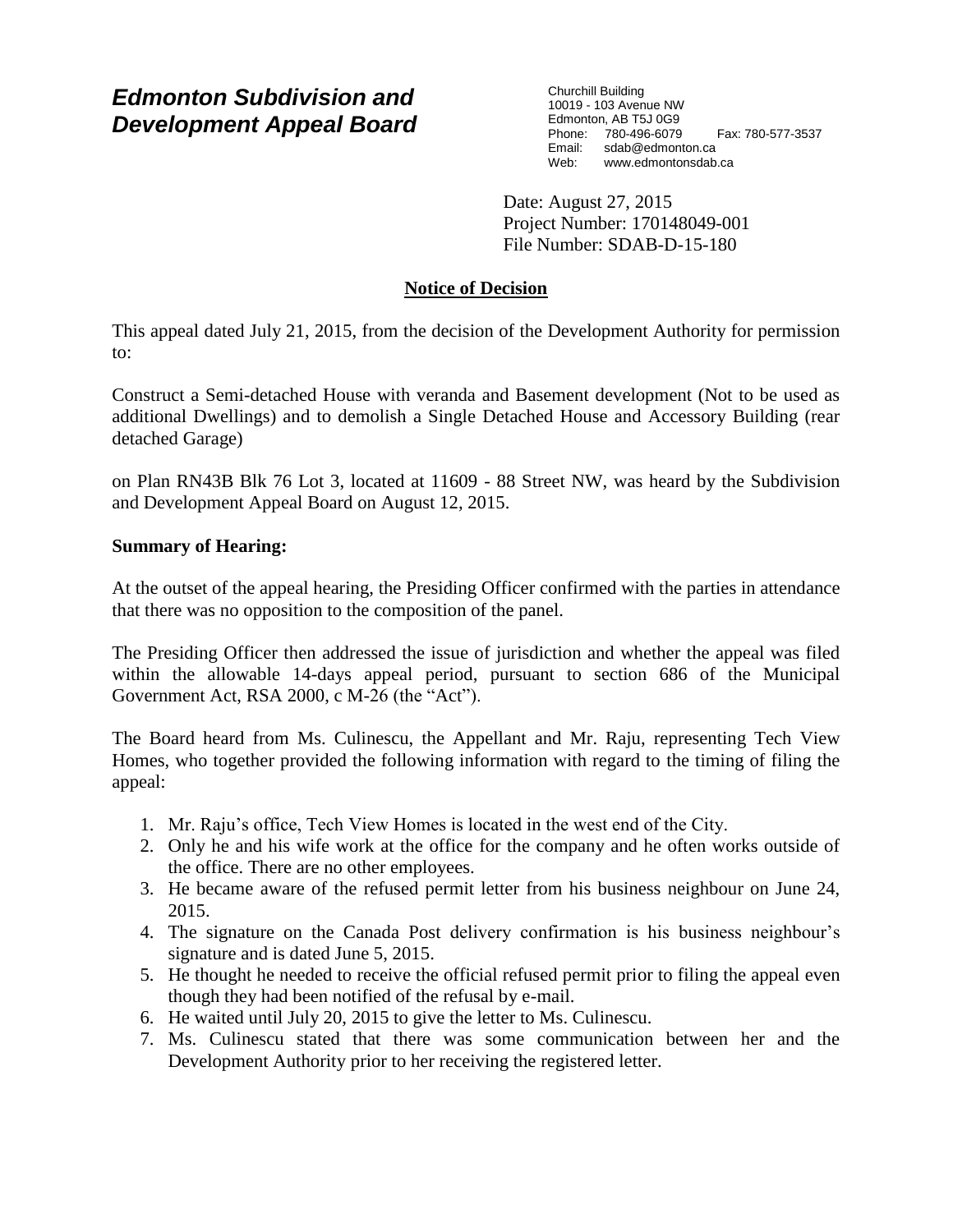# *Edmonton Subdivision and Development Appeal Board*

Churchill Building
10019 - 103 Avenue NW
Edmonton, AB T5J 0G9
Phone: 780-496-6079 Fax: 780-577-3537
Email: sdab@edmonton.ca
Web: www.edmontonsdab.ca

Date: August 27, 2015
Project Number: 170148049-001
File Number: SDAB-D-15-180

## Notice of Decision

This appeal dated July 21, 2015, from the decision of the Development Authority for permission to:

Construct a Semi-detached House with veranda and Basement development (Not to be used as additional Dwellings) and to demolish a Single Detached House and Accessory Building (rear detached Garage)

on Plan RN43B Blk 76 Lot 3, located at 11609 - 88 Street NW, was heard by the Subdivision and Development Appeal Board on August 12, 2015.

**Summary of Hearing:**

At the outset of the appeal hearing, the Presiding Officer confirmed with the parties in attendance that there was no opposition to the composition of the panel.

The Presiding Officer then addressed the issue of jurisdiction and whether the appeal was filed within the allowable 14-days appeal period, pursuant to section 686 of the Municipal Government Act, RSA 2000, c M-26 (the "Act").

The Board heard from Ms. Culinescu, the Appellant and Mr. Raju, representing Tech View Homes, who together provided the following information with regard to the timing of filing the appeal:

1. Mr. Raju's office, Tech View Homes is located in the west end of the City.
2. Only he and his wife work at the office for the company and he often works outside of the office. There are no other employees.
3. He became aware of the refused permit letter from his business neighbour on June 24, 2015.
4. The signature on the Canada Post delivery confirmation is his business neighbour's signature and is dated June 5, 2015.
5. He thought he needed to receive the official refused permit prior to filing the appeal even though they had been notified of the refusal by e-mail.
6. He waited until July 20, 2015 to give the letter to Ms. Culinescu.
7. Ms. Culinescu stated that there was some communication between her and the Development Authority prior to her receiving the registered letter.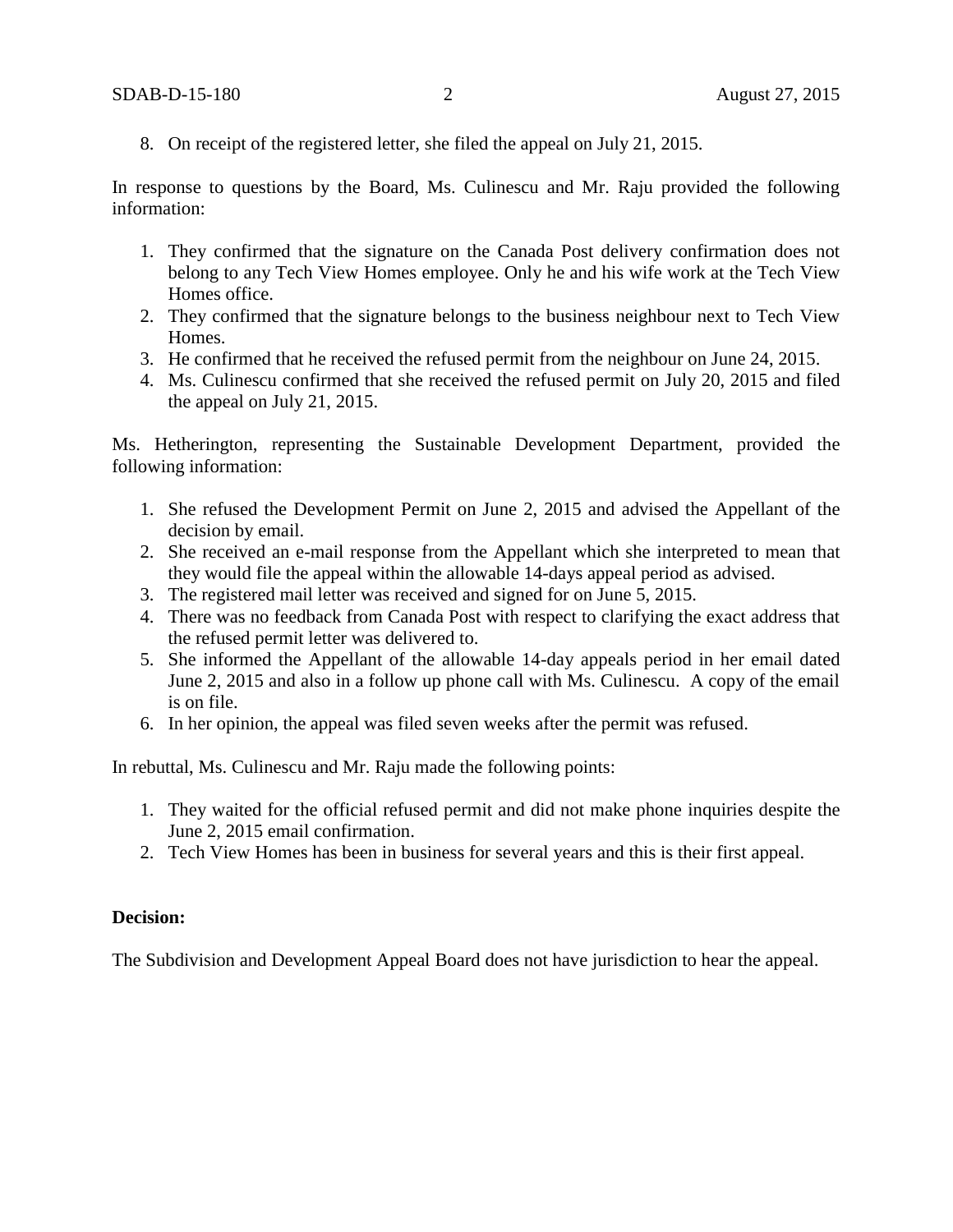8. On receipt of the registered letter, she filed the appeal on July 21, 2015.

In response to questions by the Board, Ms. Culinescu and Mr. Raju provided the following information:

1. They confirmed that the signature on the Canada Post delivery confirmation does not belong to any Tech View Homes employee. Only he and his wife work at the Tech View Homes office.
2. They confirmed that the signature belongs to the business neighbour next to Tech View Homes.
3. He confirmed that he received the refused permit from the neighbour on June 24, 2015.
4. Ms. Culinescu confirmed that she received the refused permit on July 20, 2015 and filed the appeal on July 21, 2015.

Ms. Hetherington, representing the Sustainable Development Department, provided the following information:

1. She refused the Development Permit on June 2, 2015 and advised the Appellant of the decision by email.
2. She received an e-mail response from the Appellant which she interpreted to mean that they would file the appeal within the allowable 14-days appeal period as advised.
3. The registered mail letter was received and signed for on June 5, 2015.
4. There was no feedback from Canada Post with respect to clarifying the exact address that the refused permit letter was delivered to.
5. She informed the Appellant of the allowable 14-day appeals period in her email dated June 2, 2015 and also in a follow up phone call with Ms. Culinescu. A copy of the email is on file.
6. In her opinion, the appeal was filed seven weeks after the permit was refused.

In rebuttal, Ms. Culinescu and Mr. Raju made the following points:

1. They waited for the official refused permit and did not make phone inquiries despite the June 2, 2015 email confirmation.
2. Tech View Homes has been in business for several years and this is their first appeal.

**Decision:**

The Subdivision and Development Appeal Board does not have jurisdiction to hear the appeal.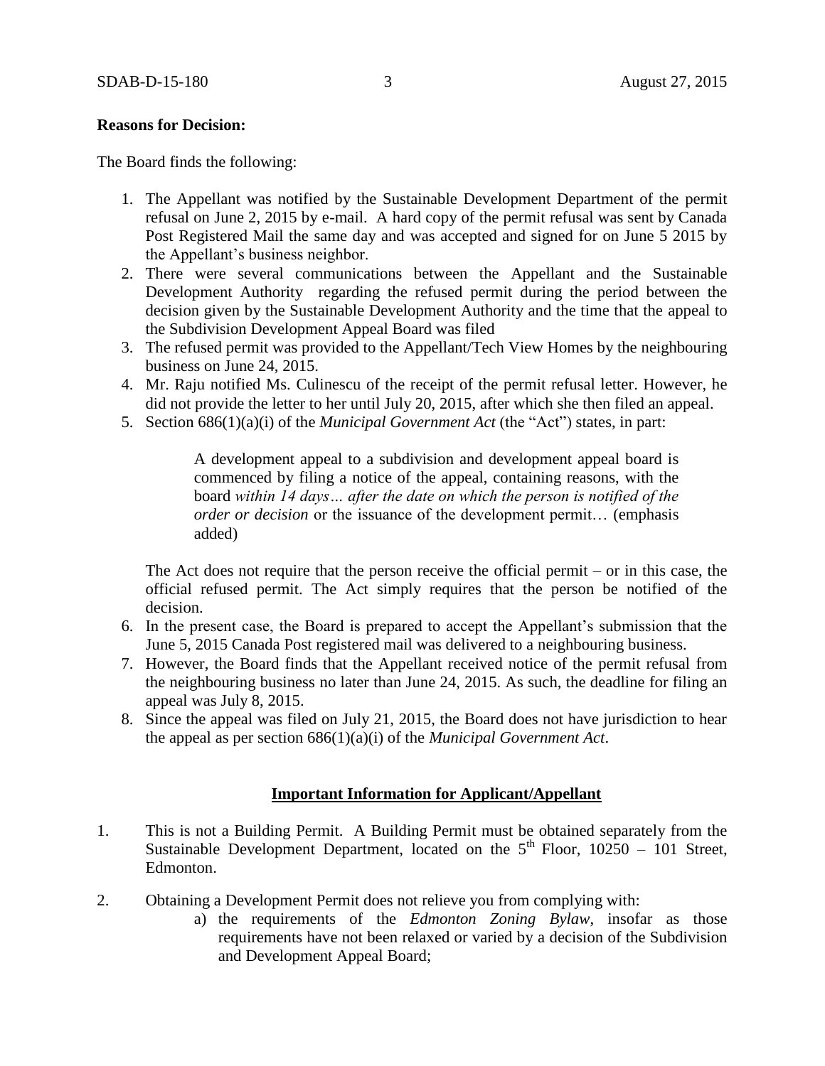**Reasons for Decision:**

The Board finds the following:

1. The Appellant was notified by the Sustainable Development Department of the permit refusal on June 2, 2015 by e-mail. A hard copy of the permit refusal was sent by Canada Post Registered Mail the same day and was accepted and signed for on June 5 2015 by the Appellant's business neighbor.
2. There were several communications between the Appellant and the Sustainable Development Authority regarding the refused permit during the period between the decision given by the Sustainable Development Authority and the time that the appeal to the Subdivision Development Appeal Board was filed
3. The refused permit was provided to the Appellant/Tech View Homes by the neighbouring business on June 24, 2015.
4. Mr. Raju notified Ms. Culinescu of the receipt of the permit refusal letter. However, he did not provide the letter to her until July 20, 2015, after which she then filed an appeal.
5. Section 686(1)(a)(i) of the *Municipal Government Act* (the "Act") states, in part:

   > A development appeal to a subdivision and development appeal board is commenced by filing a notice of the appeal, containing reasons, with the board *within 14 days… after the date on which the person is notified of the order or decision* or the issuance of the development permit… (emphasis added)

   The Act does not require that the person receive the official permit – or in this case, the official refused permit. The Act simply requires that the person be notified of the decision.
6. In the present case, the Board is prepared to accept the Appellant's submission that the June 5, 2015 Canada Post registered mail was delivered to a neighbouring business.
7. However, the Board finds that the Appellant received notice of the permit refusal from the neighbouring business no later than June 24, 2015. As such, the deadline for filing an appeal was July 8, 2015.
8. Since the appeal was filed on July 21, 2015, the Board does not have jurisdiction to hear the appeal as per section 686(1)(a)(i) of the *Municipal Government Act*.

## Important Information for Applicant/Appellant

1. This is not a Building Permit. A Building Permit must be obtained separately from the Sustainable Development Department, located on the 5th Floor, 10250 – 101 Street, Edmonton.
2. Obtaining a Development Permit does not relieve you from complying with:
   a) the requirements of the *Edmonton Zoning Bylaw*, insofar as those requirements have not been relaxed or varied by a decision of the Subdivision and Development Appeal Board;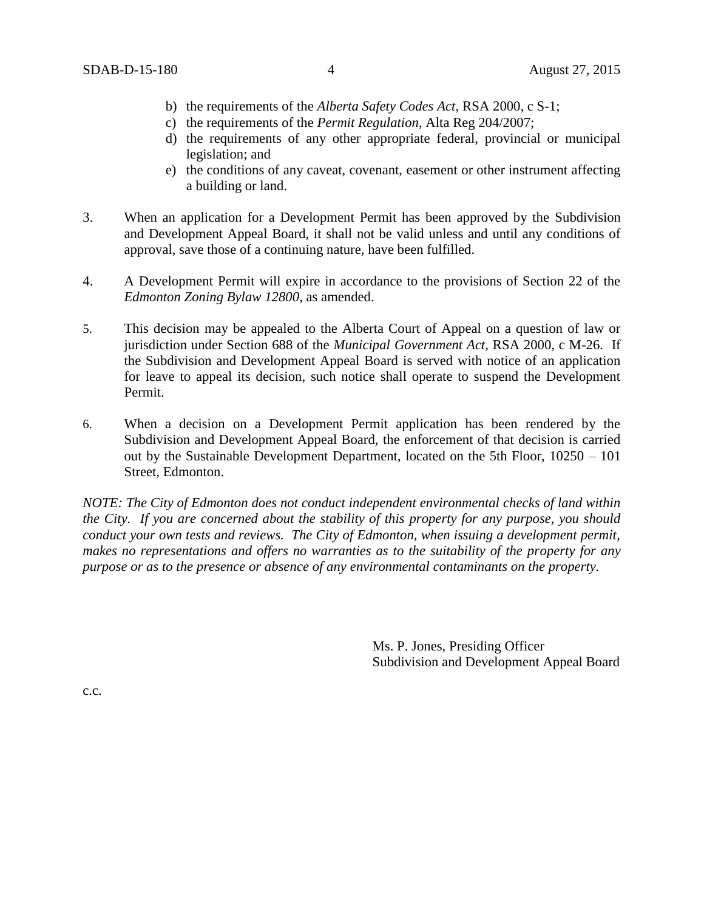b) the requirements of the *Alberta Safety Codes Act*, RSA 2000, c S-1;
c) the requirements of the *Permit Regulation*, Alta Reg 204/2007;
d) the requirements of any other appropriate federal, provincial or municipal legislation; and
e) the conditions of any caveat, covenant, easement or other instrument affecting a building or land.

3. When an application for a Development Permit has been approved by the Subdivision and Development Appeal Board, it shall not be valid unless and until any conditions of approval, save those of a continuing nature, have been fulfilled.

4. A Development Permit will expire in accordance to the provisions of Section 22 of the *Edmonton Zoning Bylaw 12800*, as amended.

5. This decision may be appealed to the Alberta Court of Appeal on a question of law or jurisdiction under Section 688 of the *Municipal Government Act*, RSA 2000, c M-26. If the Subdivision and Development Appeal Board is served with notice of an application for leave to appeal its decision, such notice shall operate to suspend the Development Permit.

6. When a decision on a Development Permit application has been rendered by the Subdivision and Development Appeal Board, the enforcement of that decision is carried out by the Sustainable Development Department, located on the 5th Floor, 10250 – 101 Street, Edmonton.

*NOTE: The City of Edmonton does not conduct independent environmental checks of land within the City. If you are concerned about the stability of this property for any purpose, you should conduct your own tests and reviews. The City of Edmonton, when issuing a development permit, makes no representations and offers no warranties as to the suitability of the property for any purpose or as to the presence or absence of any environmental contaminants on the property.*

Ms. P. Jones, Presiding Officer
Subdivision and Development Appeal Board

c.c.